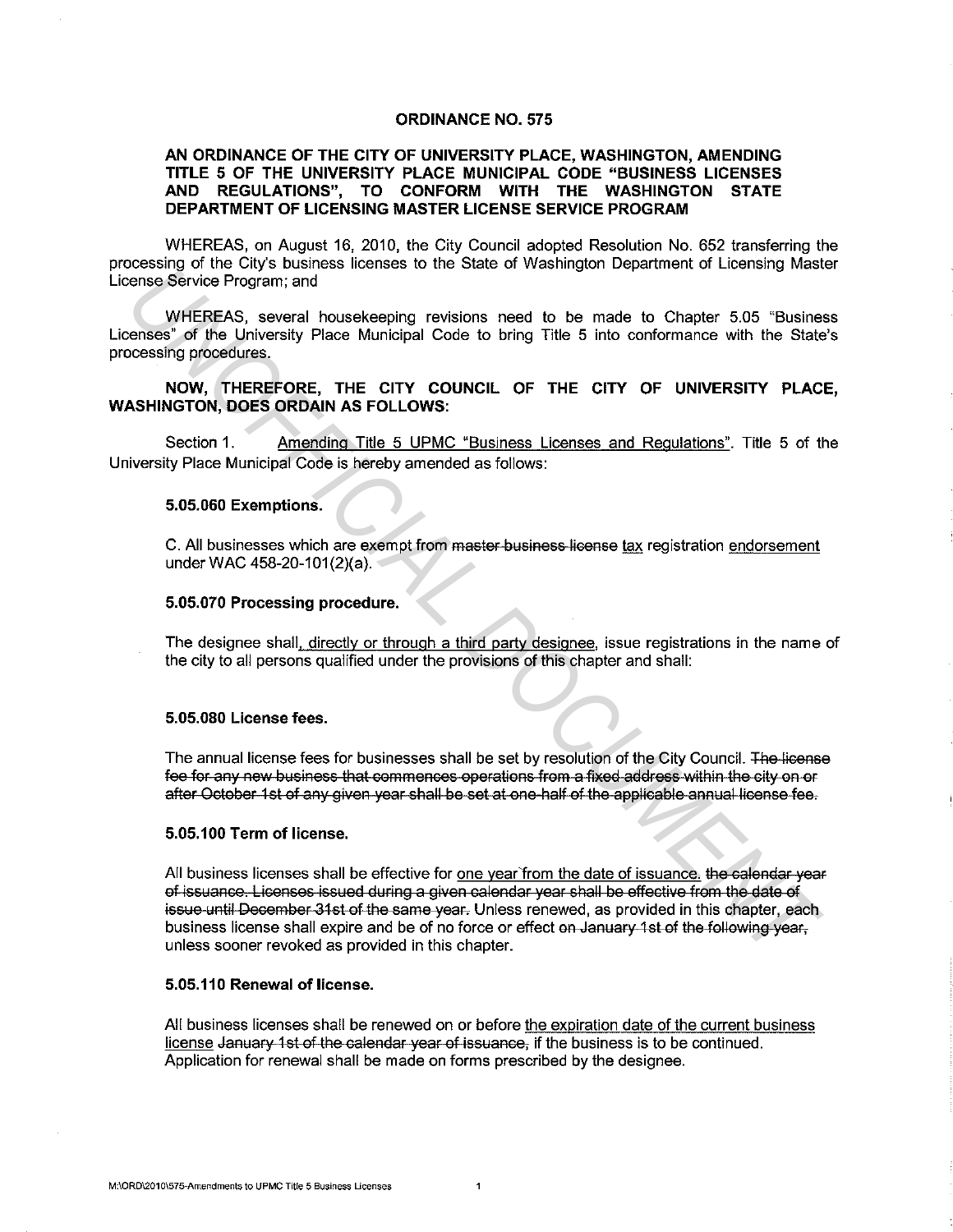**ORDINANCE NO. 575**

**AN ORDINANCE OF THE CITY OF UNIVERSITY PLACE, WASHINGTON, AMENDING TITLE 5 OF THE UNIVERSITY PLACE MUNICIPAL CODE "BUSINESS LICENSES AND REGULATIONS", TO CONFORM WITH THE WASHINGTON STATE DEPARTMENT OF LICENSING MASTER LICENSE SERVICE PROGRAM**

WHEREAS, on August 16, 2010, the City Council adopted Resolution No. 652 transferring the processing of the City's business licenses to the State of Washington Department of Licensing Master License Service Program; and

WHEREAS, several housekeeping revisions need to be made to Chapter 5.05 "Business Licenses" of the University Place Municipal Code to bring Title 5 into conformance with the State's processing procedures.

**NOW, THEREFORE, THE CITY COUNCIL OF THE CITY OF UNIVERSITY PLACE, WASHINGTON, DOES ORDAIN AS FOLLOWS:**

Section 1. <u>Amending Title 5 UPMC "Business Licenses and Regulations"</u>. Title 5 of the University Place Municipal Code is hereby amended as follows:

**5.05.060 Exemptions.**

C. All businesses which are exempt from ~~master business license~~ <u>tax</u> registration <u>endorsement</u> under WAC 458-20-101(2)(a).

**5.05.070 Processing procedure.**

The designee shall<u>, directly or through a third party designee</u>, issue registrations in the name of the city to all persons qualified under the provisions of this chapter and shall:

**5.05.080 License fees.**

The annual license fees for businesses shall be set by resolution of the City Council. ~~The license fee for any new business that commences operations from a fixed address within the city on or after October 1st of any given year shall be set at one-half of the applicable annual license fee.~~

**5.05.100 Term of license.**

All business licenses shall be effective for <u>one year from the date of issuance.</u> ~~the calendar year of issuance. Licenses issued during a given calendar year shall be effective from the date of issue until December 31st of the same year.~~ Unless renewed, as provided in this chapter, each business license shall expire and be of no force or effect ~~on January 1st of the following year,~~ unless sooner revoked as provided in this chapter.

**5.05.110 Renewal of license.**

All business licenses shall be renewed on or before <u>the expiration date of the current business license</u> ~~January 1st of the calendar year of issuance,~~ if the business is to be continued. Application for renewal shall be made on forms prescribed by the designee.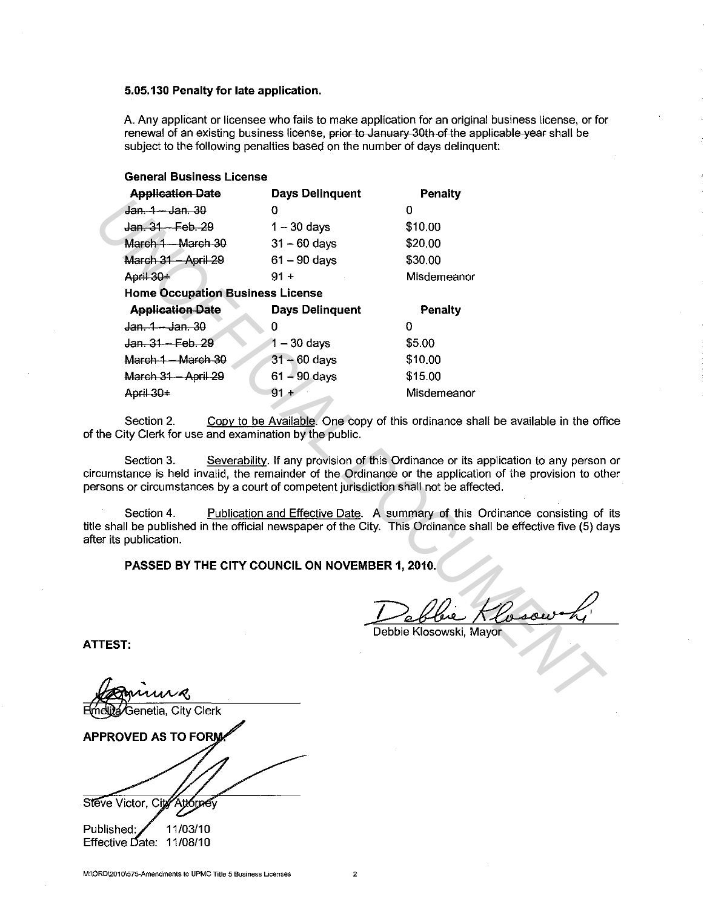**5.05.130 Penalty for late application.**

A. Any applicant or licensee who fails to make application for an original business license, or for renewal of an existing business license, ~~prior to January 30th of the applicable year~~ shall be subject to the following penalties based on the number of days delinquent:

**General Business License**

| ~~Application Date~~ | Days Delinquent | Penalty |
|---|---|---|
| ~~Jan. 1 – Jan. 30~~ | 0 | 0 |
| ~~Jan. 31 – Feb. 29~~ | 1 – 30 days | $10.00 |
| ~~March 1 – March 30~~ | 31 – 60 days | $20.00 |
| ~~March 31 – April 29~~ | 61 – 90 days | $30.00 |
| ~~April 30+~~ | 91 + | Misdemeanor |

**Home Occupation Business License**

| ~~Application Date~~ | Days Delinquent | Penalty |
|---|---|---|
| ~~Jan. 1 – Jan. 30~~ | 0 | 0 |
| ~~Jan. 31 – Feb. 29~~ | 1 – 30 days | $5.00 |
| ~~March 1 – March 30~~ | 31 – 60 days | $10.00 |
| ~~March 31 – April 29~~ | 61 – 90 days | $15.00 |
| ~~April 30+~~ | 91 + | Misdemeanor |

Section 2. Copy to be Available. One copy of this ordinance shall be available in the office of the City Clerk for use and examination by the public.

Section 3. Severability. If any provision of this Ordinance or its application to any person or circumstance is held invalid, the remainder of the Ordinance or the application of the provision to other persons or circumstances by a court of competent jurisdiction shall not be affected.

Section 4. Publication and Effective Date. A summary of this Ordinance consisting of its title shall be published in the official newspaper of the City. This Ordinance shall be effective five (5) days after its publication.

**PASSED BY THE CITY COUNCIL ON NOVEMBER 1, 2010.**

Debbie Klosowski, Mayor

**ATTEST:**

Emelita Genetia, City Clerk

**APPROVED AS TO FORM:**

Steve Victor, City Attorney

Published: 11/03/10
Effective Date: 11/08/10

M:\ORD\2010\575-Amendments to UPMC Title 5 Business Licenses